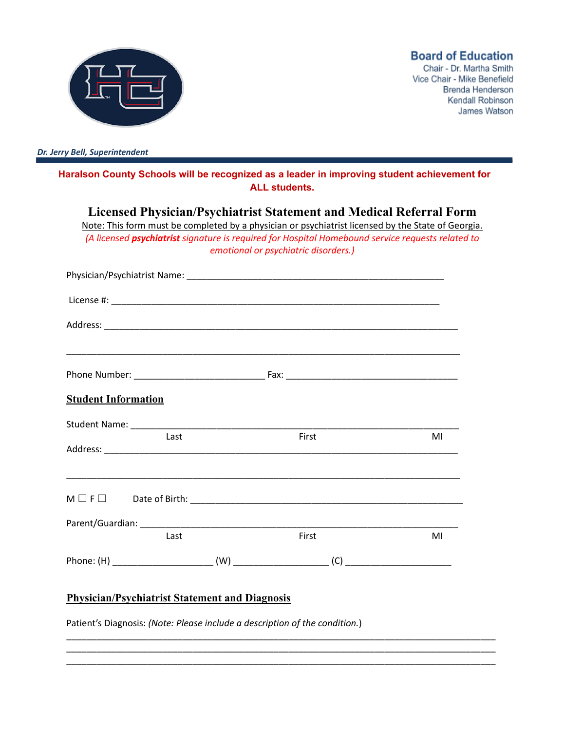**Board of Education**
Chair - Dr. Martha Smith
Vice Chair - Mike Benefield
Brenda Henderson
Kendall Robinson
James Watson

***Dr. Jerry Bell, Superintendent***

**Haralson County Schools will be recognized as a leader in improving student achievement for ALL students.**

# Licensed Physician/Psychiatrist Statement and Medical Referral Form

Note: This form must be completed by a physician or psychiatrist licensed by the State of Georgia.

*(A licensed **psychiatrist** signature is required for Hospital Homebound service requests related to emotional or psychiatric disorders.)*

Physician/Psychiatrist Name: ____________________________________________________

License #: ________________________________________________________________

Address: ___________________________________________________________________

___________________________________________________________________________

Phone Number: __________________________ Fax: __________________________________

## Student Information

Student Name: ______________________________________________________________
Last First MI

Address: ___________________________________________________________________

___________________________________________________________________________

M ☐ F ☐ Date of Birth: _____________________________________________________

Parent/Guardian: ____________________________________________________________
Last First MI

Phone: (H) ____________________ (W) ___________________ (C) _____________________

## Physician/Psychiatrist Statement and Diagnosis

Patient's Diagnosis: *(Note: Please include a description of the condition.)*

___________________________________________________________________________
___________________________________________________________________________
___________________________________________________________________________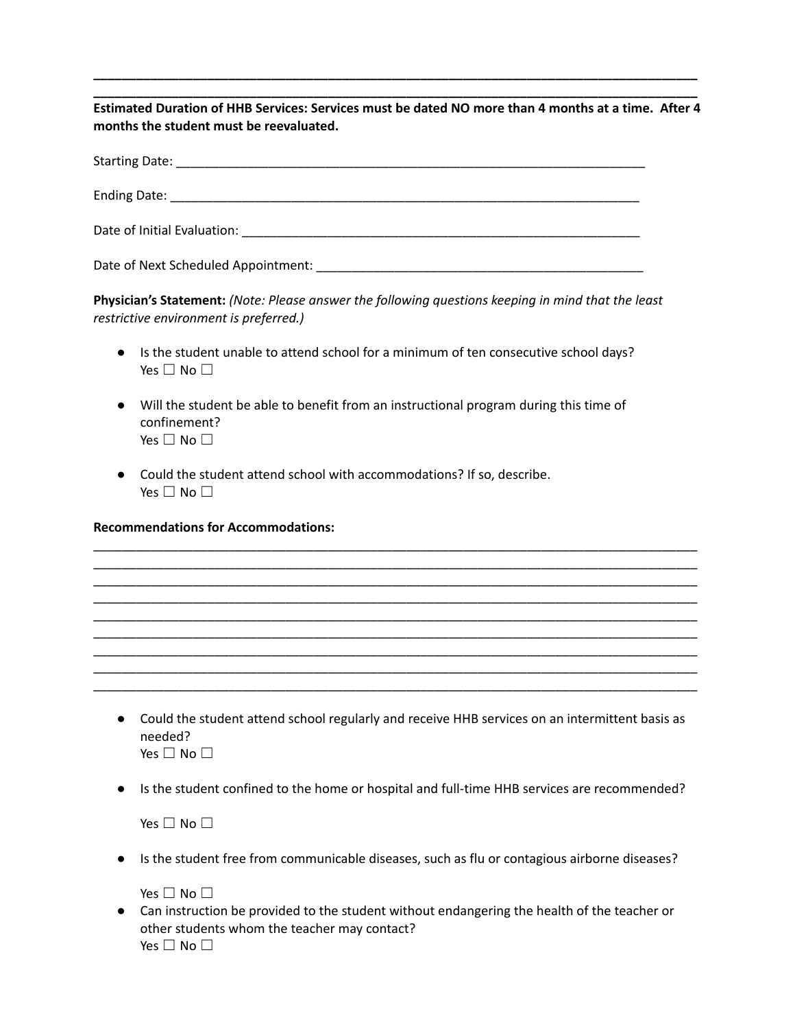\_\_\_\_\_\_\_\_\_\_\_\_\_\_\_\_\_\_\_\_\_\_\_\_\_\_\_\_\_\_\_\_\_\_\_\_\_\_\_\_\_\_\_\_\_\_\_\_\_\_\_\_\_\_\_\_\_\_\_\_\_\_\_\_\_\_\_\_\_\_\_\_\_\_\_\_

\_\_\_\_\_\_\_\_\_\_\_\_\_\_\_\_\_\_\_\_\_\_\_\_\_\_\_\_\_\_\_\_\_\_\_\_\_\_\_\_\_\_\_\_\_\_\_\_\_\_\_\_\_\_\_\_\_\_\_\_\_\_\_\_\_\_\_\_\_\_\_\_\_\_\_\_

**Estimated Duration of HHB Services: Services must be dated NO more than 4 months at a time. After 4 months the student must be reevaluated.**

Starting Date: \_\_\_\_\_\_\_\_\_\_\_\_\_\_\_\_\_\_\_\_\_\_\_\_\_\_\_\_\_\_\_\_\_\_\_\_\_\_\_\_\_\_\_\_\_\_\_\_\_\_\_\_\_\_\_\_\_\_\_\_\_\_

Ending Date: \_\_\_\_\_\_\_\_\_\_\_\_\_\_\_\_\_\_\_\_\_\_\_\_\_\_\_\_\_\_\_\_\_\_\_\_\_\_\_\_\_\_\_\_\_\_\_\_\_\_\_\_\_\_\_\_\_\_\_\_\_\_\_

Date of Initial Evaluation: \_\_\_\_\_\_\_\_\_\_\_\_\_\_\_\_\_\_\_\_\_\_\_\_\_\_\_\_\_\_\_\_\_\_\_\_\_\_\_\_\_\_\_\_\_\_\_\_\_\_\_\_\_

Date of Next Scheduled Appointment: \_\_\_\_\_\_\_\_\_\_\_\_\_\_\_\_\_\_\_\_\_\_\_\_\_\_\_\_\_\_\_\_\_\_\_\_\_\_\_\_\_\_\_\_\_\_

**Physician's Statement:** *(Note: Please answer the following questions keeping in mind that the least restrictive environment is preferred.)*

- Is the student unable to attend school for a minimum of ten consecutive school days?
  Yes ☐ No ☐

- Will the student be able to benefit from an instructional program during this time of confinement?
  Yes ☐ No ☐

- Could the student attend school with accommodations? If so, describe.
  Yes ☐ No ☐

**Recommendations for Accommodations:**

\_\_\_\_\_\_\_\_\_\_\_\_\_\_\_\_\_\_\_\_\_\_\_\_\_\_\_\_\_\_\_\_\_\_\_\_\_\_\_\_\_\_\_\_\_\_\_\_\_\_\_\_\_\_\_\_\_\_\_\_\_\_\_\_\_\_\_\_\_\_\_\_\_\_\_\_

\_\_\_\_\_\_\_\_\_\_\_\_\_\_\_\_\_\_\_\_\_\_\_\_\_\_\_\_\_\_\_\_\_\_\_\_\_\_\_\_\_\_\_\_\_\_\_\_\_\_\_\_\_\_\_\_\_\_\_\_\_\_\_\_\_\_\_\_\_\_\_\_\_\_\_\_

\_\_\_\_\_\_\_\_\_\_\_\_\_\_\_\_\_\_\_\_\_\_\_\_\_\_\_\_\_\_\_\_\_\_\_\_\_\_\_\_\_\_\_\_\_\_\_\_\_\_\_\_\_\_\_\_\_\_\_\_\_\_\_\_\_\_\_\_\_\_\_\_\_\_\_\_

\_\_\_\_\_\_\_\_\_\_\_\_\_\_\_\_\_\_\_\_\_\_\_\_\_\_\_\_\_\_\_\_\_\_\_\_\_\_\_\_\_\_\_\_\_\_\_\_\_\_\_\_\_\_\_\_\_\_\_\_\_\_\_\_\_\_\_\_\_\_\_\_\_\_\_\_

\_\_\_\_\_\_\_\_\_\_\_\_\_\_\_\_\_\_\_\_\_\_\_\_\_\_\_\_\_\_\_\_\_\_\_\_\_\_\_\_\_\_\_\_\_\_\_\_\_\_\_\_\_\_\_\_\_\_\_\_\_\_\_\_\_\_\_\_\_\_\_\_\_\_\_\_

\_\_\_\_\_\_\_\_\_\_\_\_\_\_\_\_\_\_\_\_\_\_\_\_\_\_\_\_\_\_\_\_\_\_\_\_\_\_\_\_\_\_\_\_\_\_\_\_\_\_\_\_\_\_\_\_\_\_\_\_\_\_\_\_\_\_\_\_\_\_\_\_\_\_\_\_

\_\_\_\_\_\_\_\_\_\_\_\_\_\_\_\_\_\_\_\_\_\_\_\_\_\_\_\_\_\_\_\_\_\_\_\_\_\_\_\_\_\_\_\_\_\_\_\_\_\_\_\_\_\_\_\_\_\_\_\_\_\_\_\_\_\_\_\_\_\_\_\_\_\_\_\_

\_\_\_\_\_\_\_\_\_\_\_\_\_\_\_\_\_\_\_\_\_\_\_\_\_\_\_\_\_\_\_\_\_\_\_\_\_\_\_\_\_\_\_\_\_\_\_\_\_\_\_\_\_\_\_\_\_\_\_\_\_\_\_\_\_\_\_\_\_\_\_\_\_\_\_\_

\_\_\_\_\_\_\_\_\_\_\_\_\_\_\_\_\_\_\_\_\_\_\_\_\_\_\_\_\_\_\_\_\_\_\_\_\_\_\_\_\_\_\_\_\_\_\_\_\_\_\_\_\_\_\_\_\_\_\_\_\_\_\_\_\_\_\_\_\_\_\_\_\_\_\_\_

- Could the student attend school regularly and receive HHB services on an intermittent basis as needed?
  Yes ☐ No ☐

- Is the student confined to the home or hospital and full-time HHB services are recommended?

  Yes ☐ No ☐

- Is the student free from communicable diseases, such as flu or contagious airborne diseases?

  Yes ☐ No ☐
- Can instruction be provided to the student without endangering the health of the teacher or other students whom the teacher may contact?
  Yes ☐ No ☐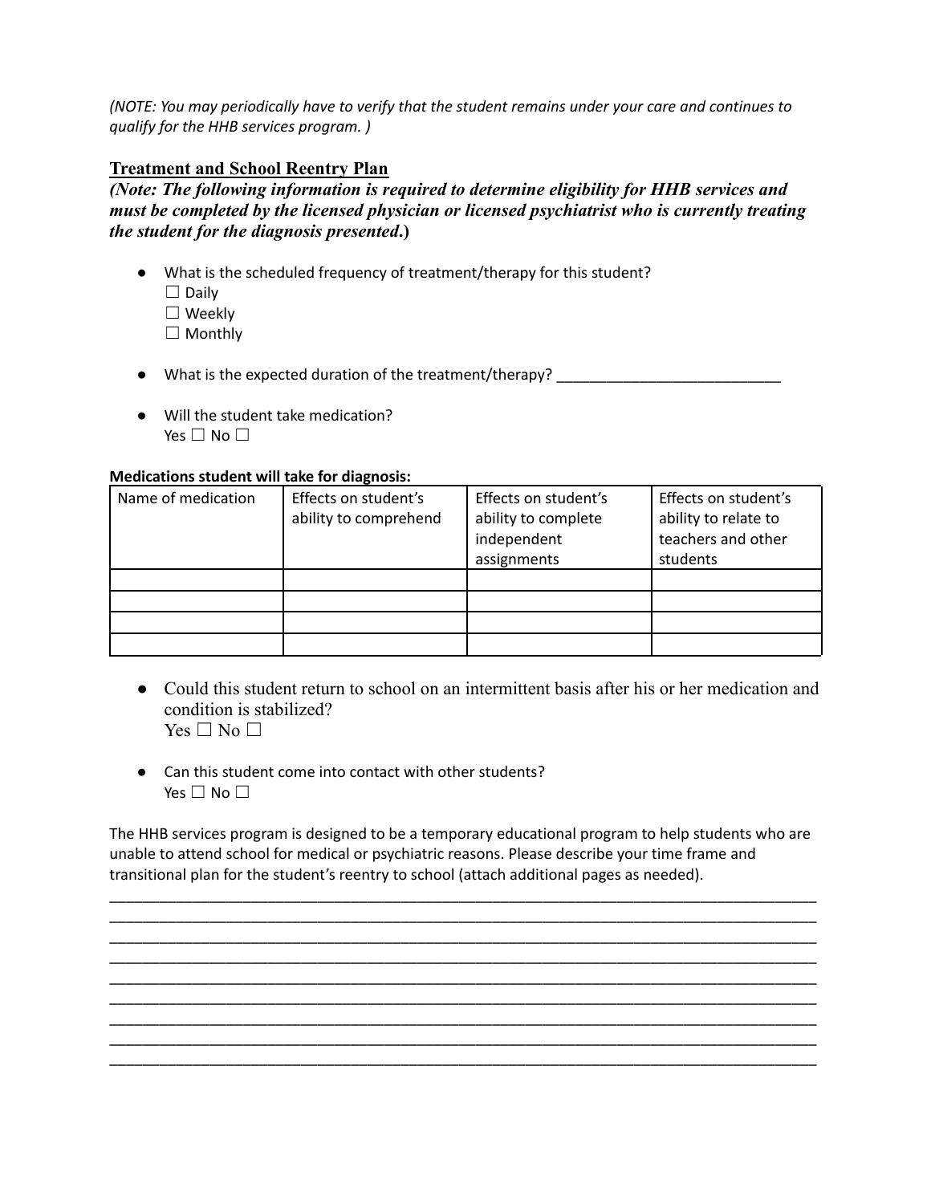*(NOTE: You may periodically have to verify that the student remains under your care and continues to qualify for the HHB services program. )*

## Treatment and School Reentry Plan

***(Note: The following information is required to determine eligibility for HHB services and must be completed by the licensed physician or licensed psychiatrist who is currently treating the student for the diagnosis presented.)***

- What is the scheduled frequency of treatment/therapy for this student?
  ☐ Daily
  ☐ Weekly
  ☐ Monthly

- What is the expected duration of the treatment/therapy? ___________________________

- Will the student take medication?
  Yes ☐ No ☐

**Medications student will take for diagnosis:**

| Name of medication | Effects on student's ability to comprehend | Effects on student's ability to complete independent assignments | Effects on student's ability to relate to teachers and other students |
|---|---|---|---|
| | | | |
| | | | |
| | | | |
| | | | |

- Could this student return to school on an intermittent basis after his or her medication and condition is stabilized?
  Yes ☐ No ☐

- Can this student come into contact with other students?
  Yes ☐ No ☐

The HHB services program is designed to be a temporary educational program to help students who are unable to attend school for medical or psychiatric reasons. Please describe your time frame and transitional plan for the student's reentry to school (attach additional pages as needed).

_____________________________________________________________________________________
_____________________________________________________________________________________
_____________________________________________________________________________________
_____________________________________________________________________________________
_____________________________________________________________________________________
_____________________________________________________________________________________
_____________________________________________________________________________________
_____________________________________________________________________________________
_____________________________________________________________________________________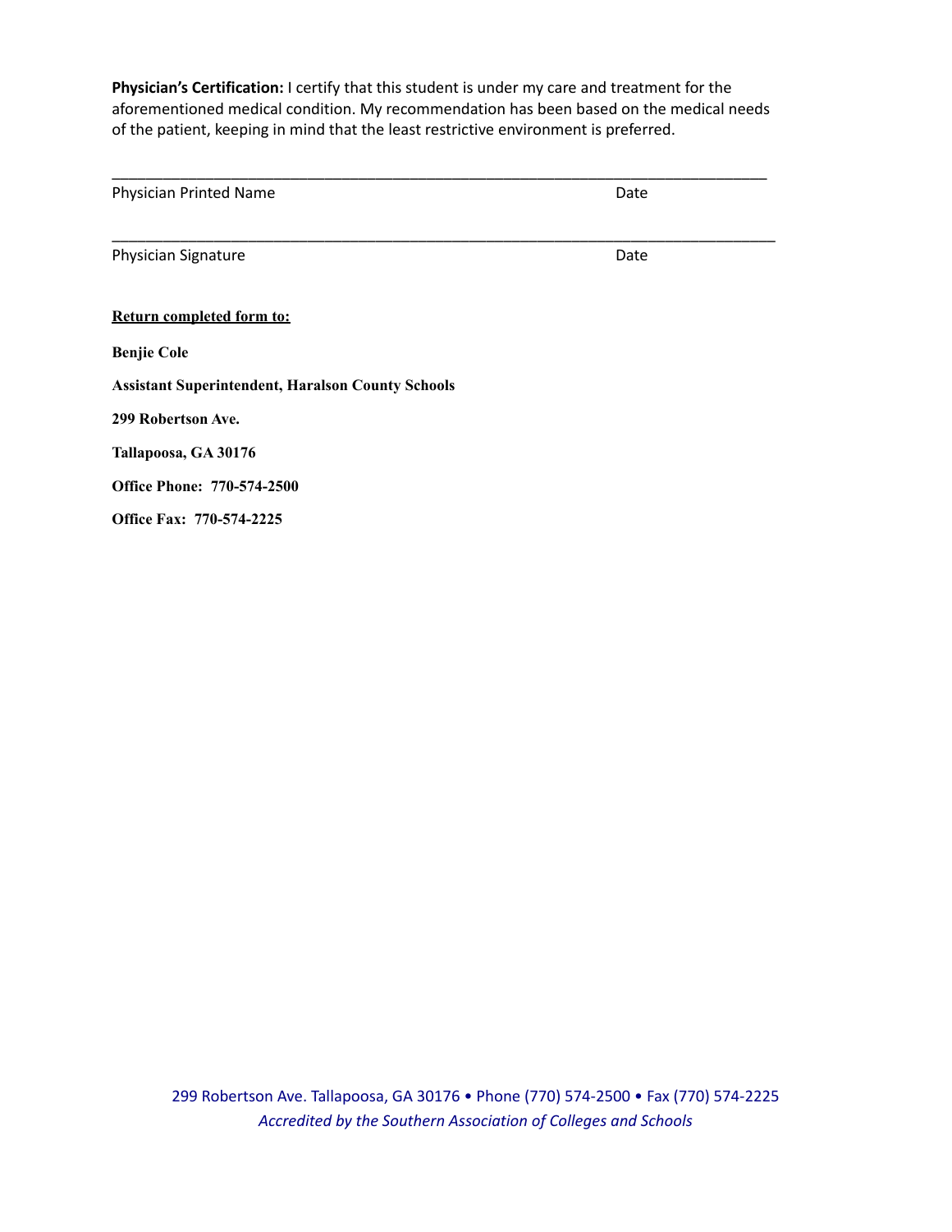**Physician's Certification:** I certify that this student is under my care and treatment for the aforementioned medical condition. My recommendation has been based on the medical needs of the patient, keeping in mind that the least restrictive environment is preferred.

_______________________________________________________________________________

Physician Printed Name Date

_______________________________________________________________________________

Physician Signature Date

**Return completed form to:**

**Benjie Cole**

**Assistant Superintendent, Haralson County Schools**

**299 Robertson Ave.**

**Tallapoosa, GA 30176**

**Office Phone: 770-574-2500**

**Office Fax: 770-574-2225**

299 Robertson Ave. Tallapoosa, GA 30176 • Phone (770) 574-2500 • Fax (770) 574-2225

*Accredited by the Southern Association of Colleges and Schools*